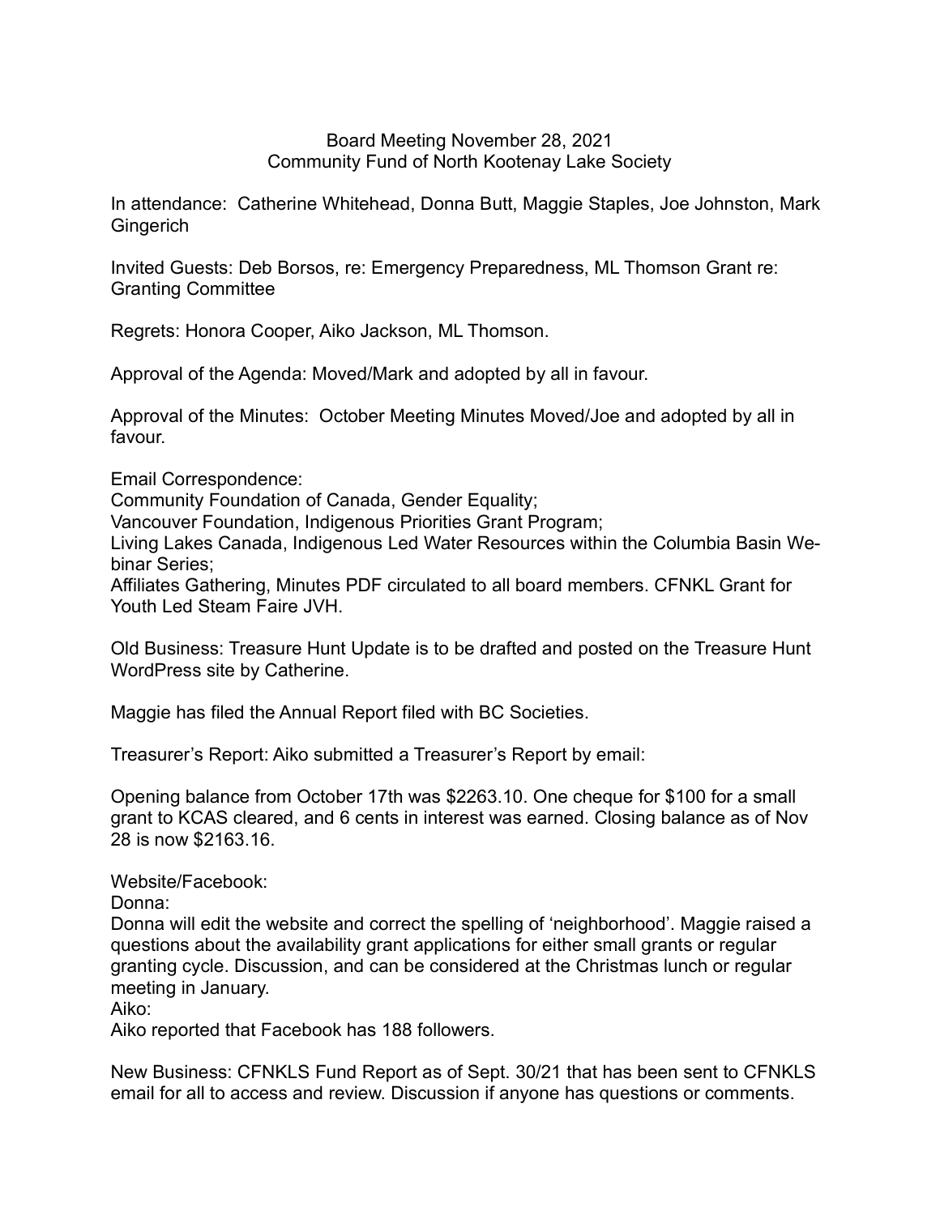# Board Meeting November 28, 2021
## Community Fund of North Kootenay Lake Society

In attendance: Catherine Whitehead, Donna Butt, Maggie Staples, Joe Johnston, Mark Gingerich

Invited Guests: Deb Borsos, re: Emergency Preparedness, ML Thomson Grant re: Granting Committee

Regrets: Honora Cooper, Aiko Jackson, ML Thomson.

Approval of the Agenda: Moved/Mark and adopted by all in favour.

Approval of the Minutes: October Meeting Minutes Moved/Joe and adopted by all in favour.

Email Correspondence:
Community Foundation of Canada, Gender Equality;
Vancouver Foundation, Indigenous Priorities Grant Program;
Living Lakes Canada, Indigenous Led Water Resources within the Columbia Basin Webinar Series;
Affiliates Gathering, Minutes PDF circulated to all board members. CFNKL Grant for Youth Led Steam Faire JVH.

Old Business: Treasure Hunt Update is to be drafted and posted on the Treasure Hunt WordPress site by Catherine.

Maggie has filed the Annual Report filed with BC Societies.

Treasurer's Report: Aiko submitted a Treasurer's Report by email:

Opening balance from October 17th was $2263.10. One cheque for $100 for a small grant to KCAS cleared, and 6 cents in interest was earned. Closing balance as of Nov 28 is now $2163.16.

Website/Facebook:
Donna:
Donna will edit the website and correct the spelling of 'neighborhood'. Maggie raised a questions about the availability grant applications for either small grants or regular granting cycle. Discussion, and can be considered at the Christmas lunch or regular meeting in January.
Aiko:
Aiko reported that Facebook has 188 followers.

New Business: CFNKLS Fund Report as of Sept. 30/21 that has been sent to CFNKLS email for all to access and review. Discussion if anyone has questions or comments.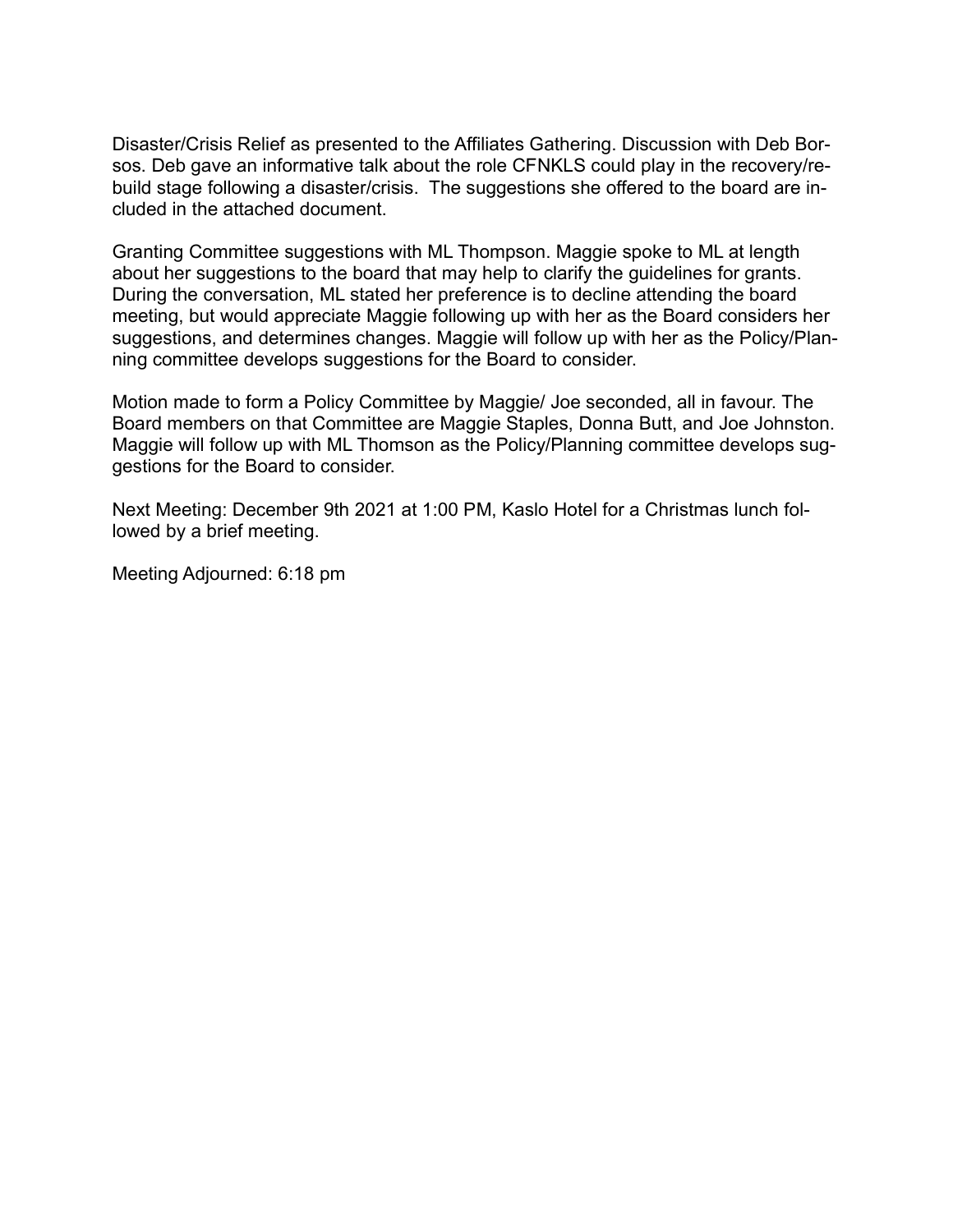Disaster/Crisis Relief as presented to the Affiliates Gathering. Discussion with Deb Borsos. Deb gave an informative talk about the role CFNKLS could play in the recovery/rebuild stage following a disaster/crisis. The suggestions she offered to the board are included in the attached document.

Granting Committee suggestions with ML Thompson. Maggie spoke to ML at length about her suggestions to the board that may help to clarify the guidelines for grants. During the conversation, ML stated her preference is to decline attending the board meeting, but would appreciate Maggie following up with her as the Board considers her suggestions, and determines changes. Maggie will follow up with her as the Policy/Planning committee develops suggestions for the Board to consider.

Motion made to form a Policy Committee by Maggie/ Joe seconded, all in favour. The Board members on that Committee are Maggie Staples, Donna Butt, and Joe Johnston. Maggie will follow up with ML Thomson as the Policy/Planning committee develops suggestions for the Board to consider.

Next Meeting: December 9th 2021 at 1:00 PM, Kaslo Hotel for a Christmas lunch followed by a brief meeting.

Meeting Adjourned: 6:18 pm